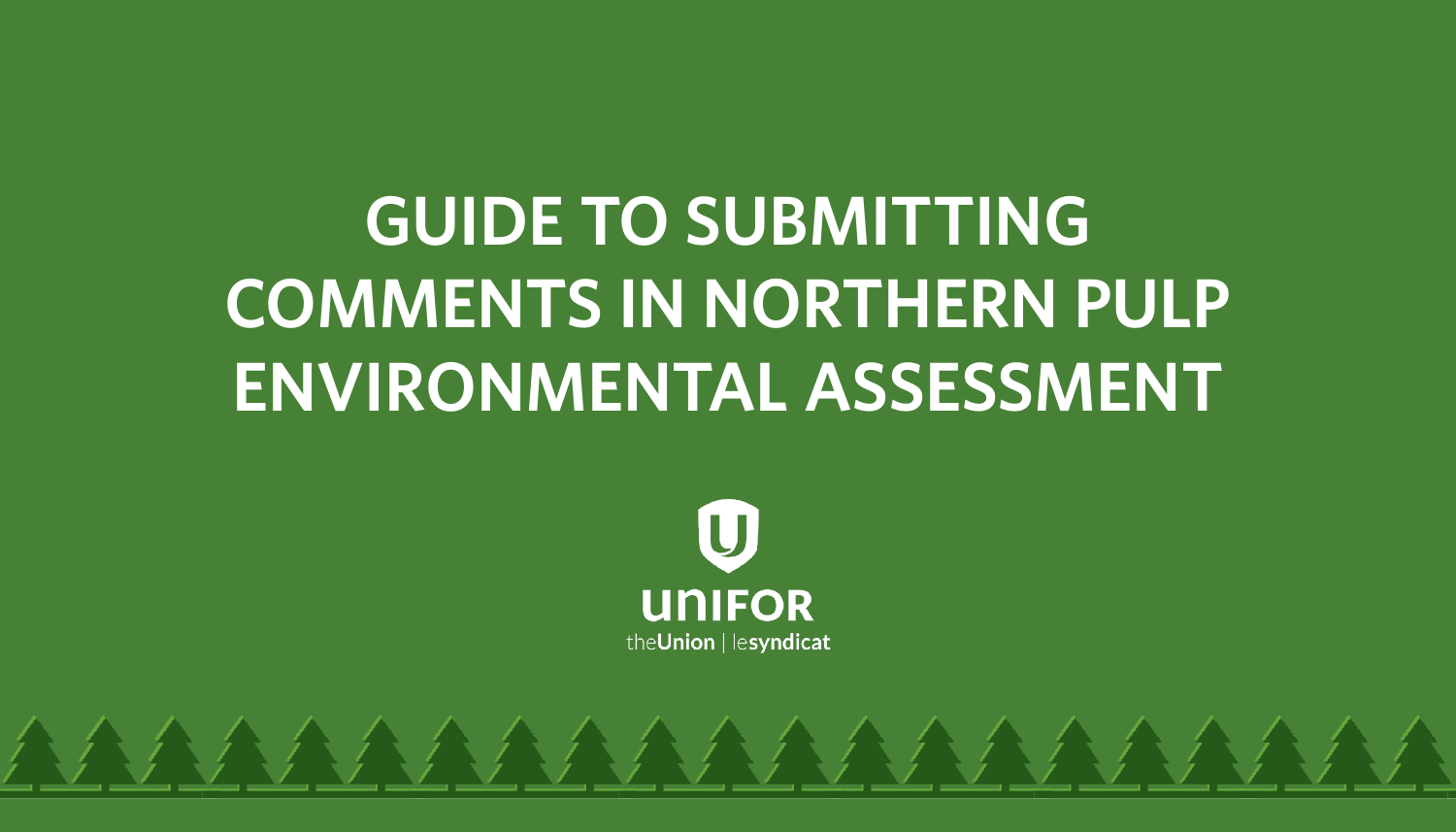# GUIDE TO SUBMITTING COMMENTS IN NORTHERN PULP ENVIRONMENTAL ASSESSMENT

UNIFOR

the**Union** | le**syndicat**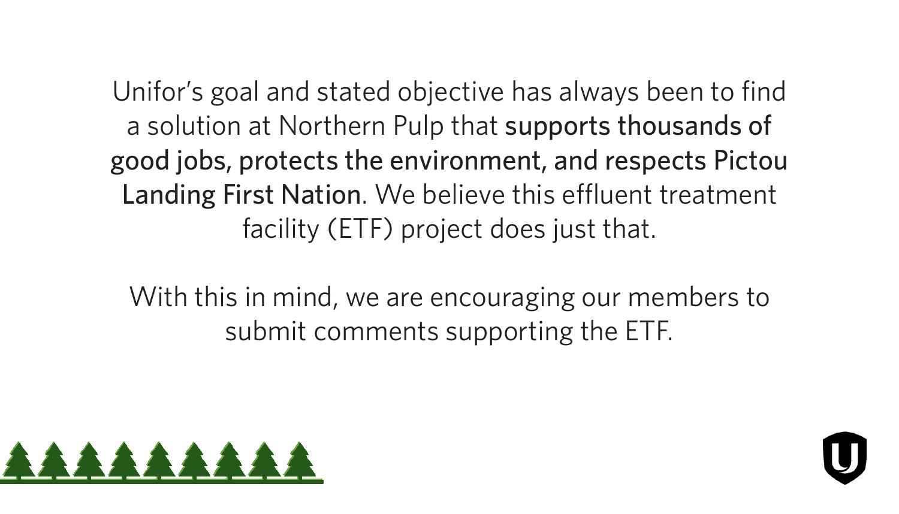Unifor's goal and stated objective has always been to find a solution at Northern Pulp that **supports thousands of good jobs, protects the environment, and respects Pictou Landing First Nation**. We believe this effluent treatment facility (ETF) project does just that.

With this in mind, we are encouraging our members to submit comments supporting the ETF.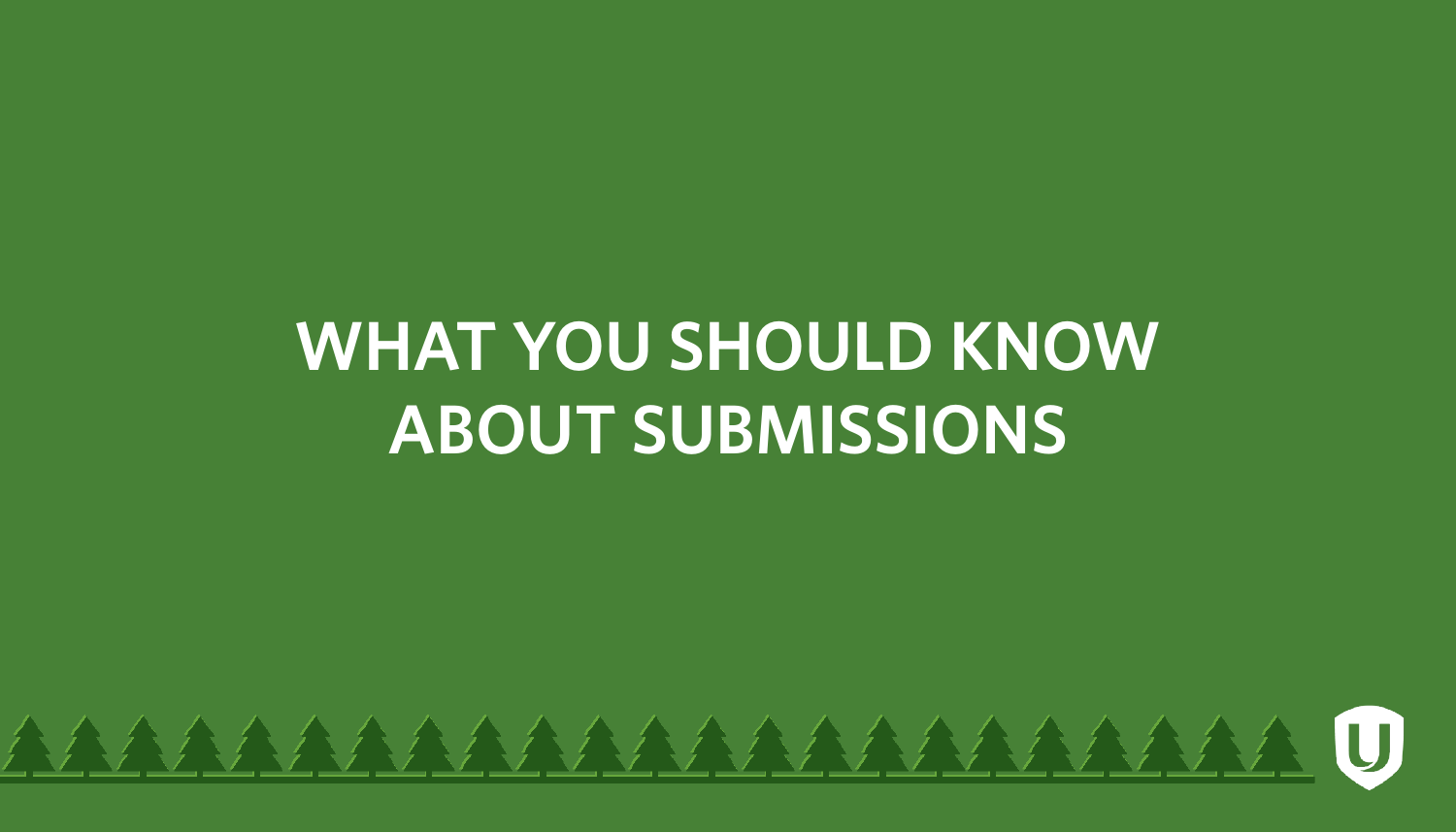# WHAT YOU SHOULD KNOW ABOUT SUBMISSIONS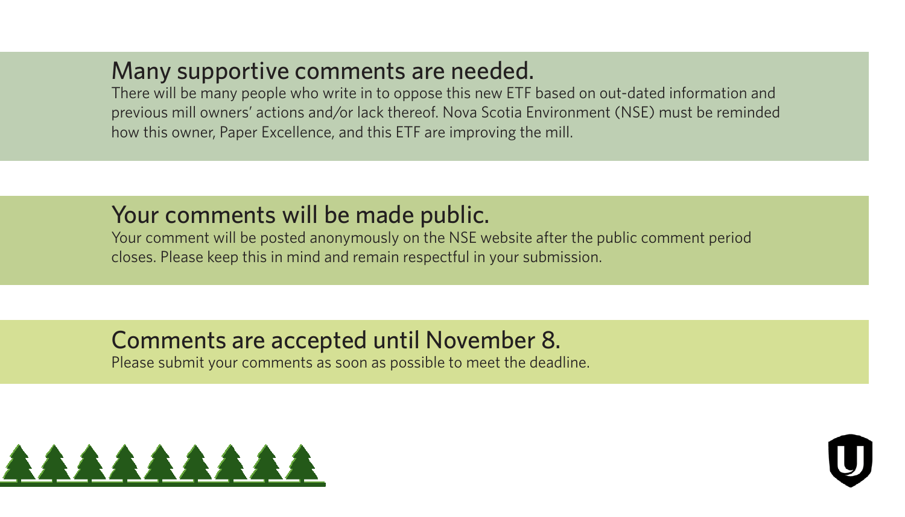## Many supportive comments are needed.

There will be many people who write in to oppose this new ETF based on out-dated information and previous mill owners' actions and/or lack thereof. Nova Scotia Environment (NSE) must be reminded how this owner, Paper Excellence, and this ETF are improving the mill.

## Your comments will be made public.

Your comment will be posted anonymously on the NSE website after the public comment period closes. Please keep this in mind and remain respectful in your submission.

## Comments are accepted until November 8.

Please submit your comments as soon as possible to meet the deadline.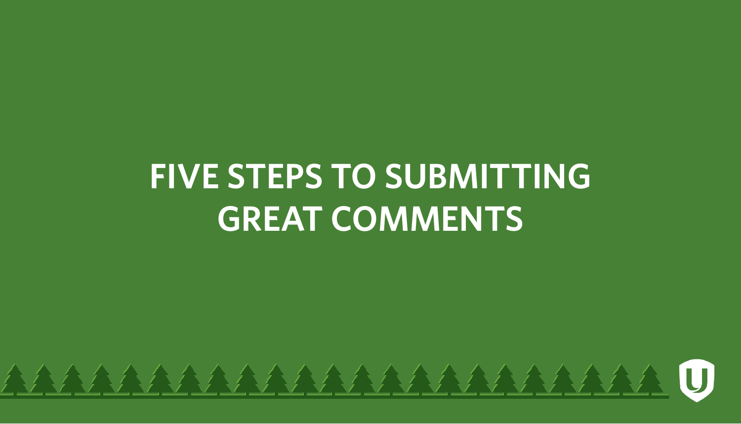# FIVE STEPS TO SUBMITTING GREAT COMMENTS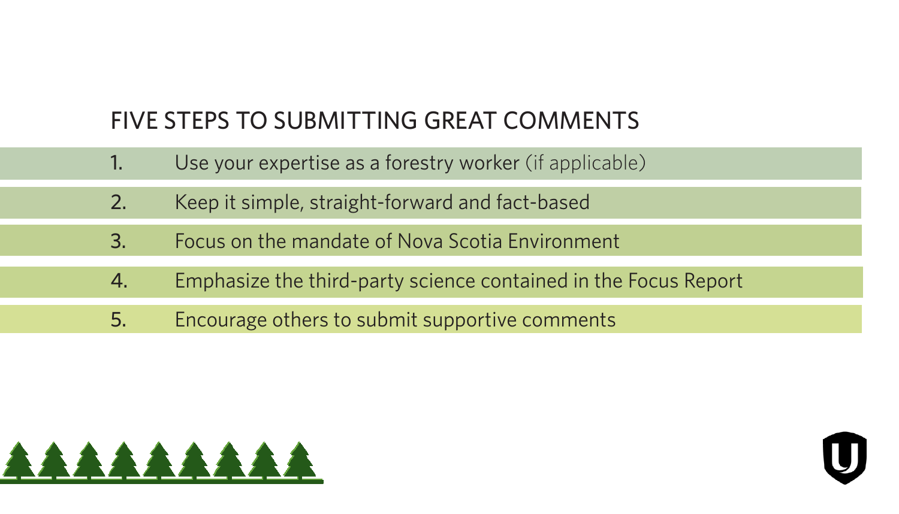## FIVE STEPS TO SUBMITTING GREAT COMMENTS

1. Use your expertise as a forestry worker (if applicable)
2. Keep it simple, straight-forward and fact-based
3. Focus on the mandate of Nova Scotia Environment
4. Emphasize the third-party science contained in the Focus Report
5. Encourage others to submit supportive comments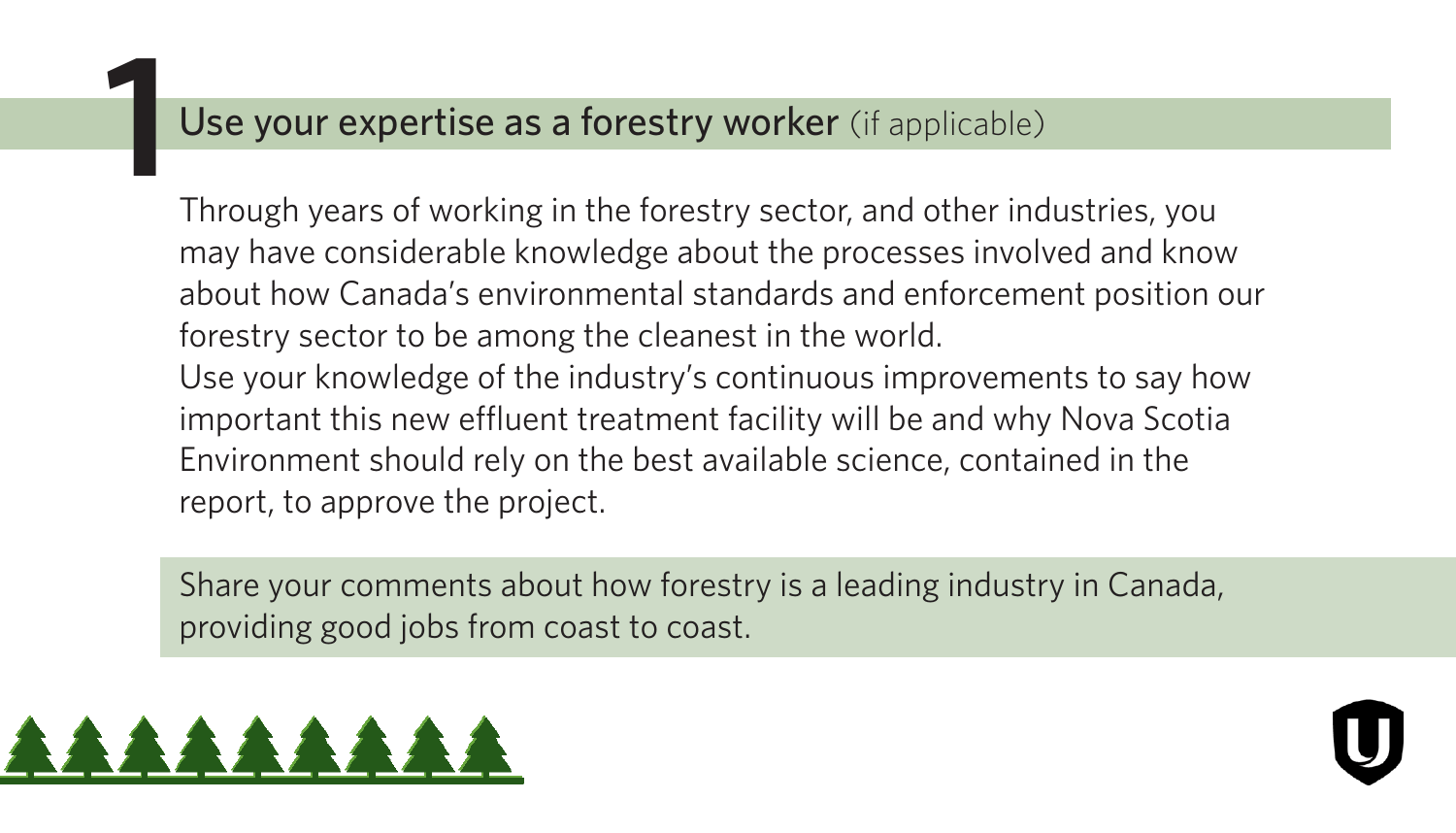## 1 Use your expertise as a forestry worker (if applicable)

Through years of working in the forestry sector, and other industries, you may have considerable knowledge about the processes involved and know about how Canada's environmental standards and enforcement position our forestry sector to be among the cleanest in the world.

Use your knowledge of the industry's continuous improvements to say how important this new effluent treatment facility will be and why Nova Scotia Environment should rely on the best available science, contained in the report, to approve the project.

Share your comments about how forestry is a leading industry in Canada, providing good jobs from coast to coast.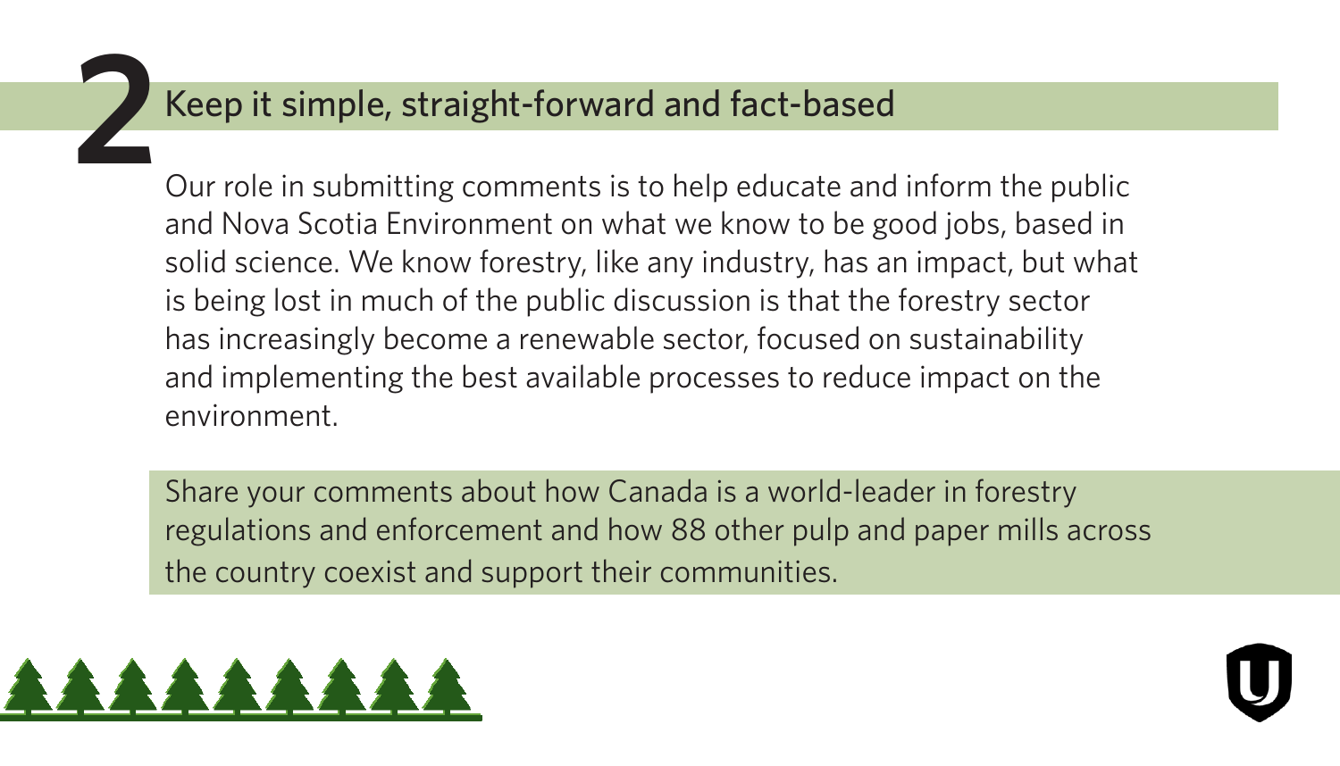## 2 Keep it simple, straight-forward and fact-based

Our role in submitting comments is to help educate and inform the public and Nova Scotia Environment on what we know to be good jobs, based in solid science. We know forestry, like any industry, has an impact, but what is being lost in much of the public discussion is that the forestry sector has increasingly become a renewable sector, focused on sustainability and implementing the best available processes to reduce impact on the environment.

Share your comments about how Canada is a world-leader in forestry regulations and enforcement and how 88 other pulp and paper mills across the country coexist and support their communities.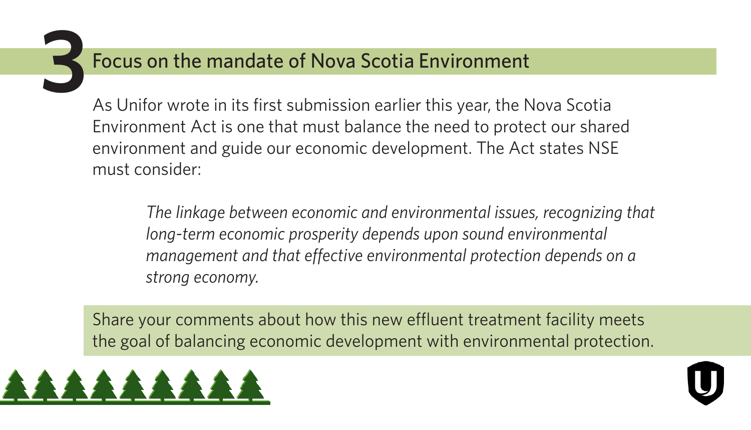## 3 Focus on the mandate of Nova Scotia Environment

As Unifor wrote in its first submission earlier this year, the Nova Scotia Environment Act is one that must balance the need to protect our shared environment and guide our economic development. The Act states NSE must consider:

> *The linkage between economic and environmental issues, recognizing that long-term economic prosperity depends upon sound environmental management and that effective environmental protection depends on a strong economy.*

Share your comments about how this new effluent treatment facility meets the goal of balancing economic development with environmental protection.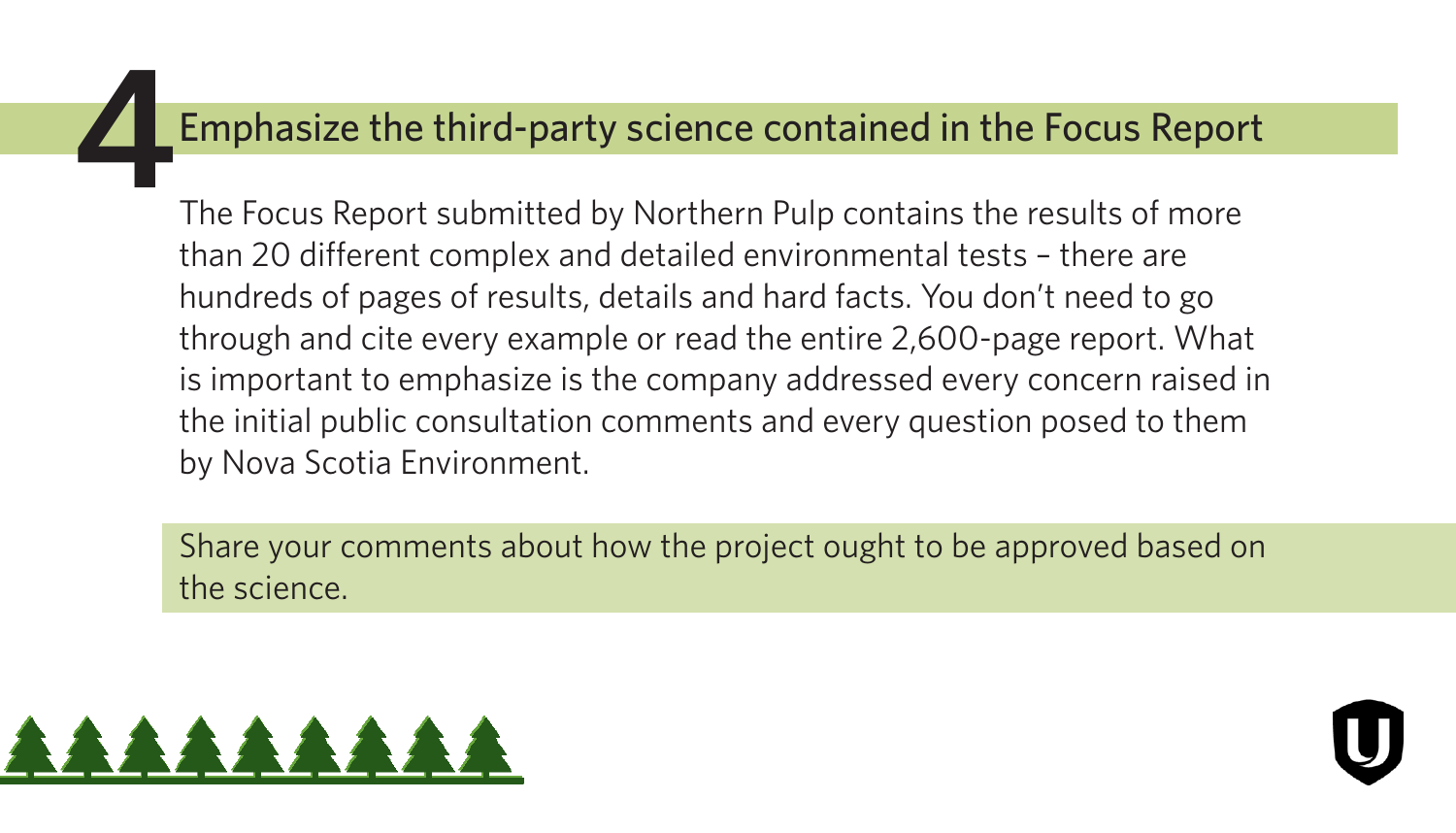## 4 Emphasize the third-party science contained in the Focus Report

The Focus Report submitted by Northern Pulp contains the results of more than 20 different complex and detailed environmental tests – there are hundreds of pages of results, details and hard facts. You don't need to go through and cite every example or read the entire 2,600-page report. What is important to emphasize is the company addressed every concern raised in the initial public consultation comments and every question posed to them by Nova Scotia Environment.

Share your comments about how the project ought to be approved based on the science.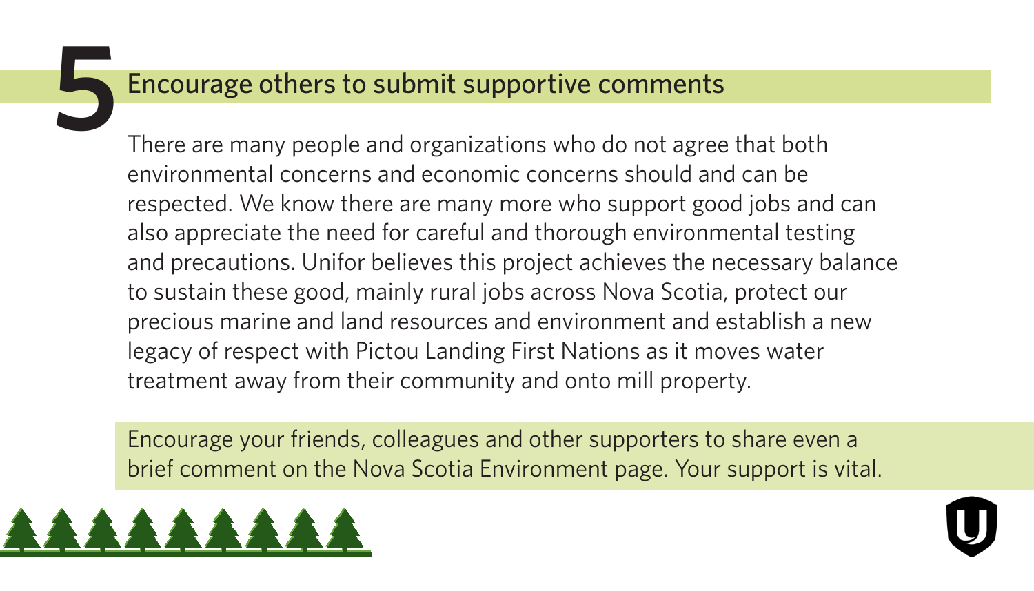## 5 Encourage others to submit supportive comments

There are many people and organizations who do not agree that both environmental concerns and economic concerns should and can be respected. We know there are many more who support good jobs and can also appreciate the need for careful and thorough environmental testing and precautions. Unifor believes this project achieves the necessary balance to sustain these good, mainly rural jobs across Nova Scotia, protect our precious marine and land resources and environment and establish a new legacy of respect with Pictou Landing First Nations as it moves water treatment away from their community and onto mill property.

Encourage your friends, colleagues and other supporters to share even a brief comment on the Nova Scotia Environment page. Your support is vital.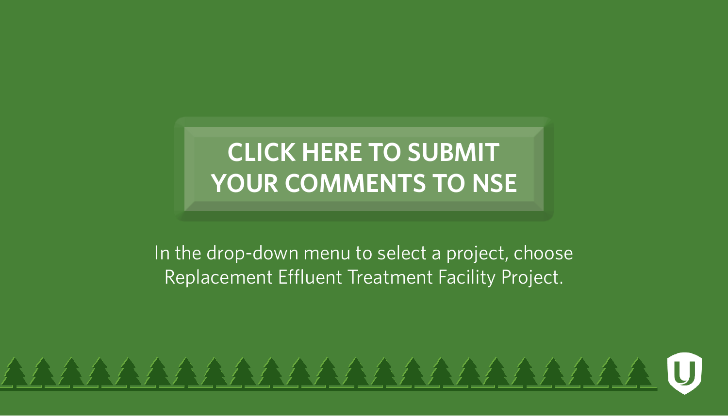**CLICK HERE TO SUBMIT YOUR COMMENTS TO NSE**

In the drop-down menu to select a project, choose Replacement Effluent Treatment Facility Project.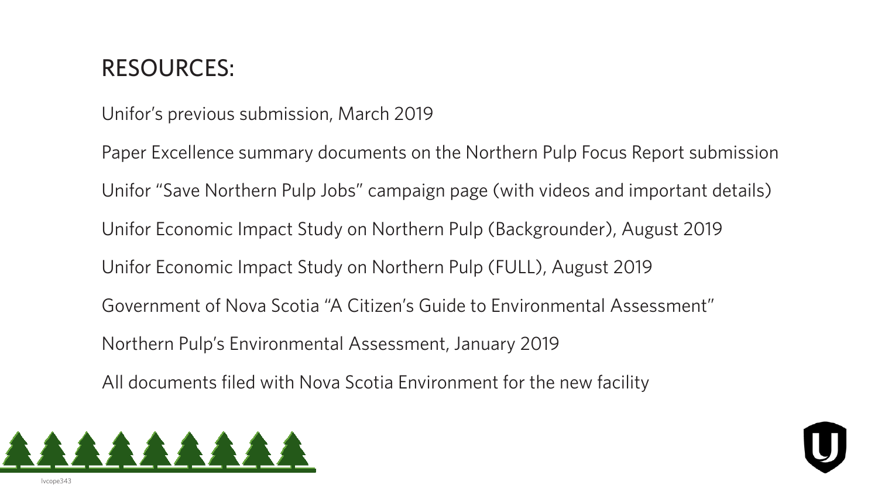# RESOURCES:

Unifor's previous submission, March 2019

Paper Excellence summary documents on the Northern Pulp Focus Report submission

Unifor "Save Northern Pulp Jobs" campaign page (with videos and important details)

Unifor Economic Impact Study on Northern Pulp (Backgrounder), August 2019

Unifor Economic Impact Study on Northern Pulp (FULL), August 2019

Government of Nova Scotia "A Citizen's Guide to Environmental Assessment"

Northern Pulp's Environmental Assessment, January 2019

All documents filed with Nova Scotia Environment for the new facility

lvcope343